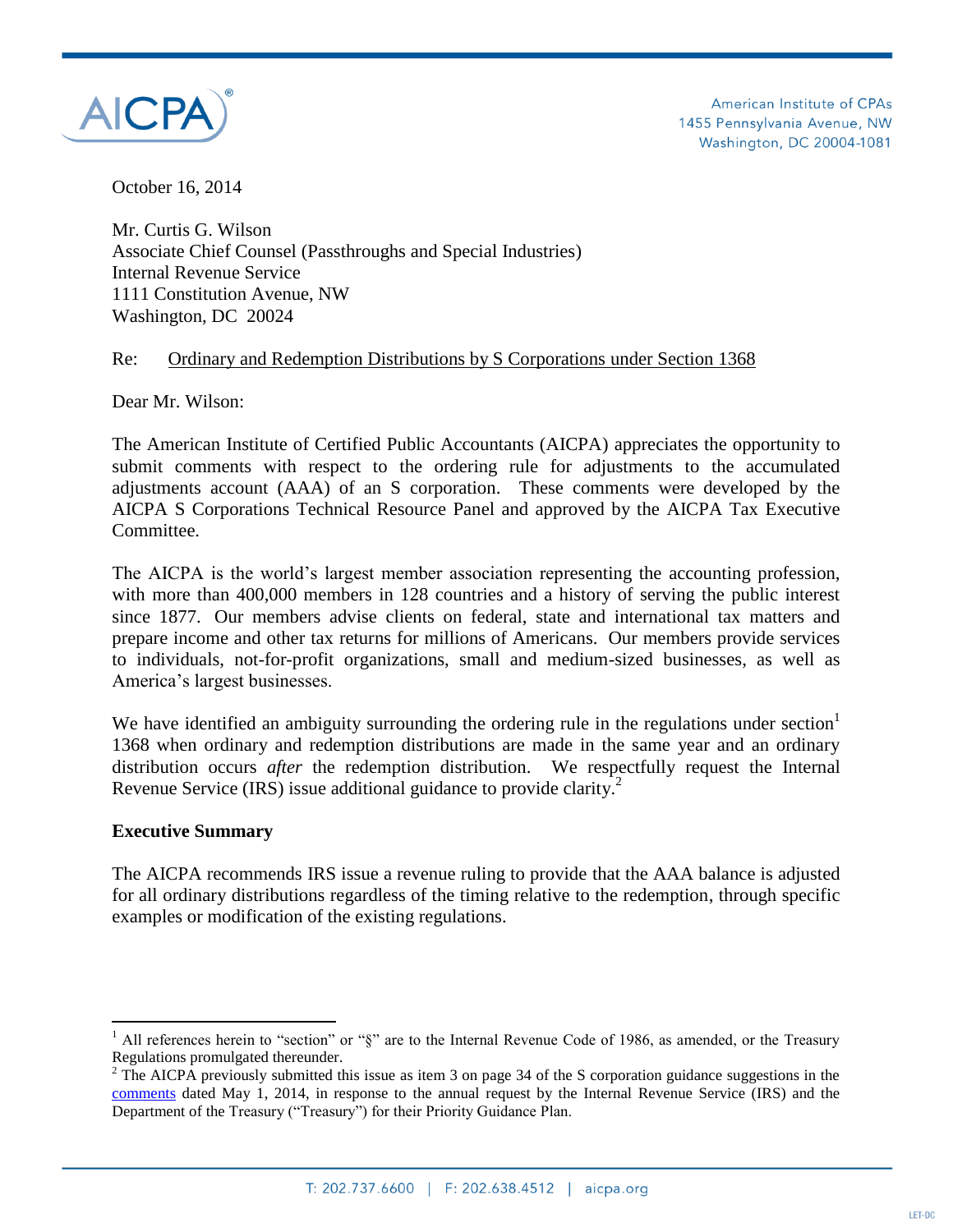American Institute of CPAs
1455 Pennsylvania Avenue, NW
Washington, DC 20004-1081

October 16, 2014

Mr. Curtis G. Wilson
Associate Chief Counsel (Passthroughs and Special Industries)
Internal Revenue Service
1111 Constitution Avenue, NW
Washington, DC 20024

Re: Ordinary and Redemption Distributions by S Corporations under Section 1368

Dear Mr. Wilson:

The American Institute of Certified Public Accountants (AICPA) appreciates the opportunity to submit comments with respect to the ordering rule for adjustments to the accumulated adjustments account (AAA) of an S corporation. These comments were developed by the AICPA S Corporations Technical Resource Panel and approved by the AICPA Tax Executive Committee.

The AICPA is the world's largest member association representing the accounting profession, with more than 400,000 members in 128 countries and a history of serving the public interest since 1877. Our members advise clients on federal, state and international tax matters and prepare income and other tax returns for millions of Americans. Our members provide services to individuals, not-for-profit organizations, small and medium-sized businesses, as well as America's largest businesses.

We have identified an ambiguity surrounding the ordering rule in the regulations under section[1] 1368 when ordinary and redemption distributions are made in the same year and an ordinary distribution occurs *after* the redemption distribution. We respectfully request the Internal Revenue Service (IRS) issue additional guidance to provide clarity.[2]

**Executive Summary**

The AICPA recommends IRS issue a revenue ruling to provide that the AAA balance is adjusted for all ordinary distributions regardless of the timing relative to the redemption, through specific examples or modification of the existing regulations.

---

[1] All references herein to "section" or "§" are to the Internal Revenue Code of 1986, as amended, or the Treasury Regulations promulgated thereunder.

[2] The AICPA previously submitted this issue as item 3 on page 34 of the S corporation guidance suggestions in the comments dated May 1, 2014, in response to the annual request by the Internal Revenue Service (IRS) and the Department of the Treasury ("Treasury") for their Priority Guidance Plan.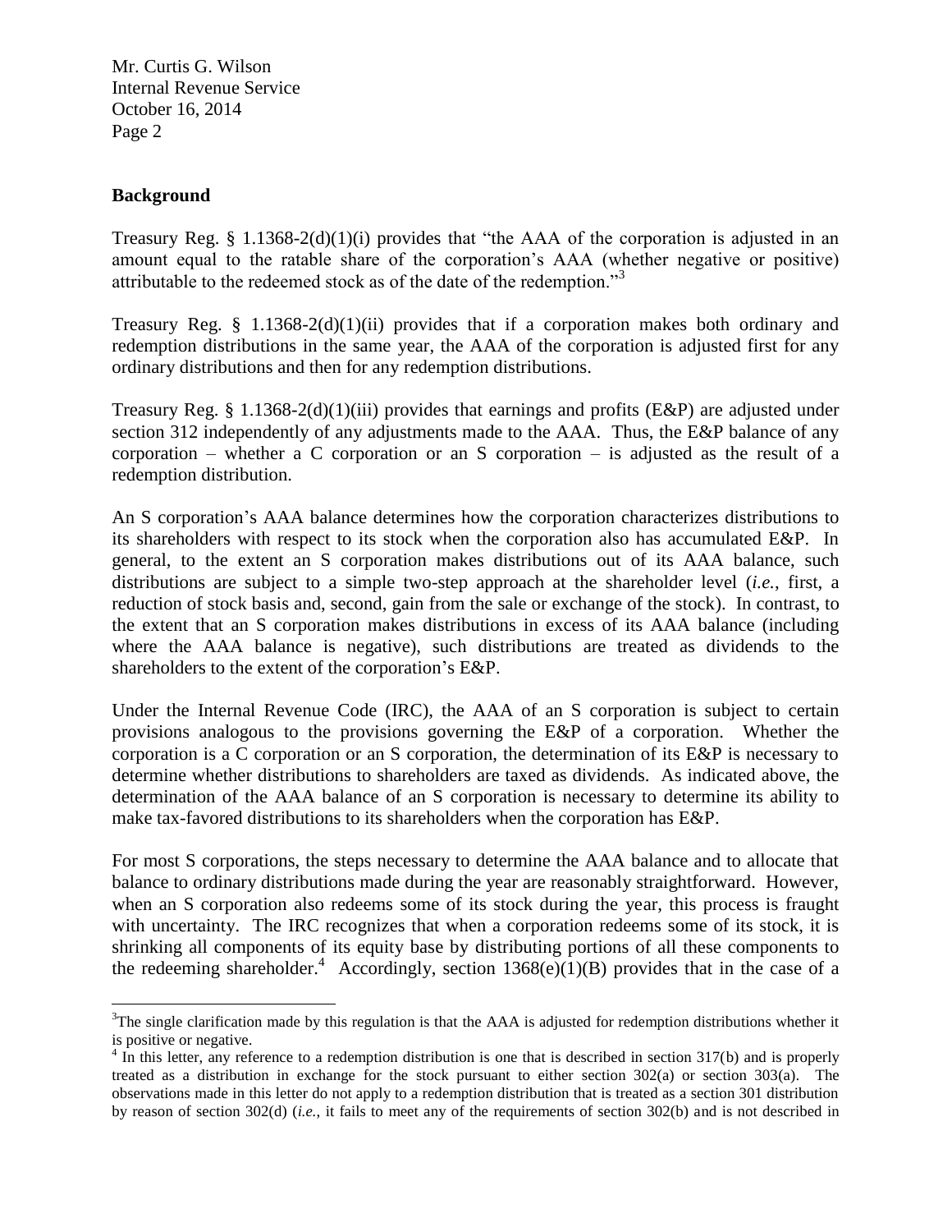## Background

Treasury Reg. § 1.1368-2(d)(1)(i) provides that "the AAA of the corporation is adjusted in an amount equal to the ratable share of the corporation's AAA (whether negative or positive) attributable to the redeemed stock as of the date of the redemption."[3]

Treasury Reg. § 1.1368-2(d)(1)(ii) provides that if a corporation makes both ordinary and redemption distributions in the same year, the AAA of the corporation is adjusted first for any ordinary distributions and then for any redemption distributions.

Treasury Reg. § 1.1368-2(d)(1)(iii) provides that earnings and profits (E&P) are adjusted under section 312 independently of any adjustments made to the AAA. Thus, the E&P balance of any corporation – whether a C corporation or an S corporation – is adjusted as the result of a redemption distribution.

An S corporation's AAA balance determines how the corporation characterizes distributions to its shareholders with respect to its stock when the corporation also has accumulated E&P. In general, to the extent an S corporation makes distributions out of its AAA balance, such distributions are subject to a simple two-step approach at the shareholder level (*i.e.*, first, a reduction of stock basis and, second, gain from the sale or exchange of the stock). In contrast, to the extent that an S corporation makes distributions in excess of its AAA balance (including where the AAA balance is negative), such distributions are treated as dividends to the shareholders to the extent of the corporation's E&P.

Under the Internal Revenue Code (IRC), the AAA of an S corporation is subject to certain provisions analogous to the provisions governing the E&P of a corporation. Whether the corporation is a C corporation or an S corporation, the determination of its E&P is necessary to determine whether distributions to shareholders are taxed as dividends. As indicated above, the determination of the AAA balance of an S corporation is necessary to determine its ability to make tax-favored distributions to its shareholders when the corporation has E&P.

For most S corporations, the steps necessary to determine the AAA balance and to allocate that balance to ordinary distributions made during the year are reasonably straightforward. However, when an S corporation also redeems some of its stock during the year, this process is fraught with uncertainty. The IRC recognizes that when a corporation redeems some of its stock, it is shrinking all components of its equity base by distributing portions of all these components to the redeeming shareholder.[4] Accordingly, section 1368(e)(1)(B) provides that in the case of a

---

[3] The single clarification made by this regulation is that the AAA is adjusted for redemption distributions whether it is positive or negative.

[4] In this letter, any reference to a redemption distribution is one that is described in section 317(b) and is properly treated as a distribution in exchange for the stock pursuant to either section 302(a) or section 303(a). The observations made in this letter do not apply to a redemption distribution that is treated as a section 301 distribution by reason of section 302(d) (*i.e.*, it fails to meet any of the requirements of section 302(b) and is not described in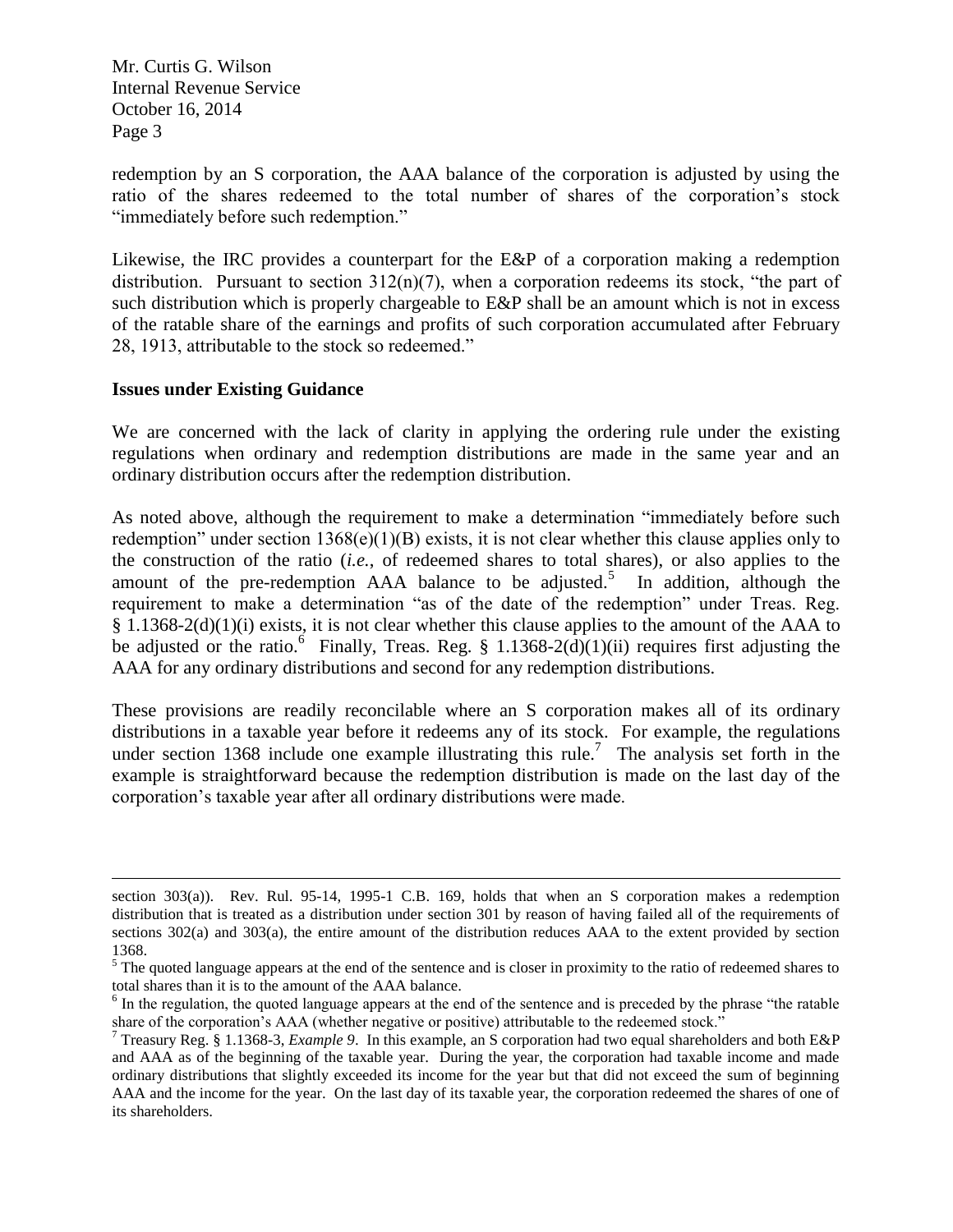redemption by an S corporation, the AAA balance of the corporation is adjusted by using the ratio of the shares redeemed to the total number of shares of the corporation's stock "immediately before such redemption."

Likewise, the IRC provides a counterpart for the E&P of a corporation making a redemption distribution. Pursuant to section 312(n)(7), when a corporation redeems its stock, "the part of such distribution which is properly chargeable to E&P shall be an amount which is not in excess of the ratable share of the earnings and profits of such corporation accumulated after February 28, 1913, attributable to the stock so redeemed."

**Issues under Existing Guidance**

We are concerned with the lack of clarity in applying the ordering rule under the existing regulations when ordinary and redemption distributions are made in the same year and an ordinary distribution occurs after the redemption distribution.

As noted above, although the requirement to make a determination "immediately before such redemption" under section 1368(e)(1)(B) exists, it is not clear whether this clause applies only to the construction of the ratio (*i.e.*, of redeemed shares to total shares), or also applies to the amount of the pre-redemption AAA balance to be adjusted.[5] In addition, although the requirement to make a determination "as of the date of the redemption" under Treas. Reg. § 1.1368-2(d)(1)(i) exists, it is not clear whether this clause applies to the amount of the AAA to be adjusted or the ratio.[6] Finally, Treas. Reg. § 1.1368-2(d)(1)(ii) requires first adjusting the AAA for any ordinary distributions and second for any redemption distributions.

These provisions are readily reconcilable where an S corporation makes all of its ordinary distributions in a taxable year before it redeems any of its stock. For example, the regulations under section 1368 include one example illustrating this rule.[7] The analysis set forth in the example is straightforward because the redemption distribution is made on the last day of the corporation's taxable year after all ordinary distributions were made.

---

section 303(a)). Rev. Rul. 95-14, 1995-1 C.B. 169, holds that when an S corporation makes a redemption distribution that is treated as a distribution under section 301 by reason of having failed all of the requirements of sections 302(a) and 303(a), the entire amount of the distribution reduces AAA to the extent provided by section 1368.

[5] The quoted language appears at the end of the sentence and is closer in proximity to the ratio of redeemed shares to total shares than it is to the amount of the AAA balance.

[6] In the regulation, the quoted language appears at the end of the sentence and is preceded by the phrase "the ratable share of the corporation's AAA (whether negative or positive) attributable to the redeemed stock."

[7] Treasury Reg. § 1.1368-3, *Example 9*. In this example, an S corporation had two equal shareholders and both E&P and AAA as of the beginning of the taxable year. During the year, the corporation had taxable income and made ordinary distributions that slightly exceeded its income for the year but that did not exceed the sum of beginning AAA and the income for the year. On the last day of its taxable year, the corporation redeemed the shares of one of its shareholders.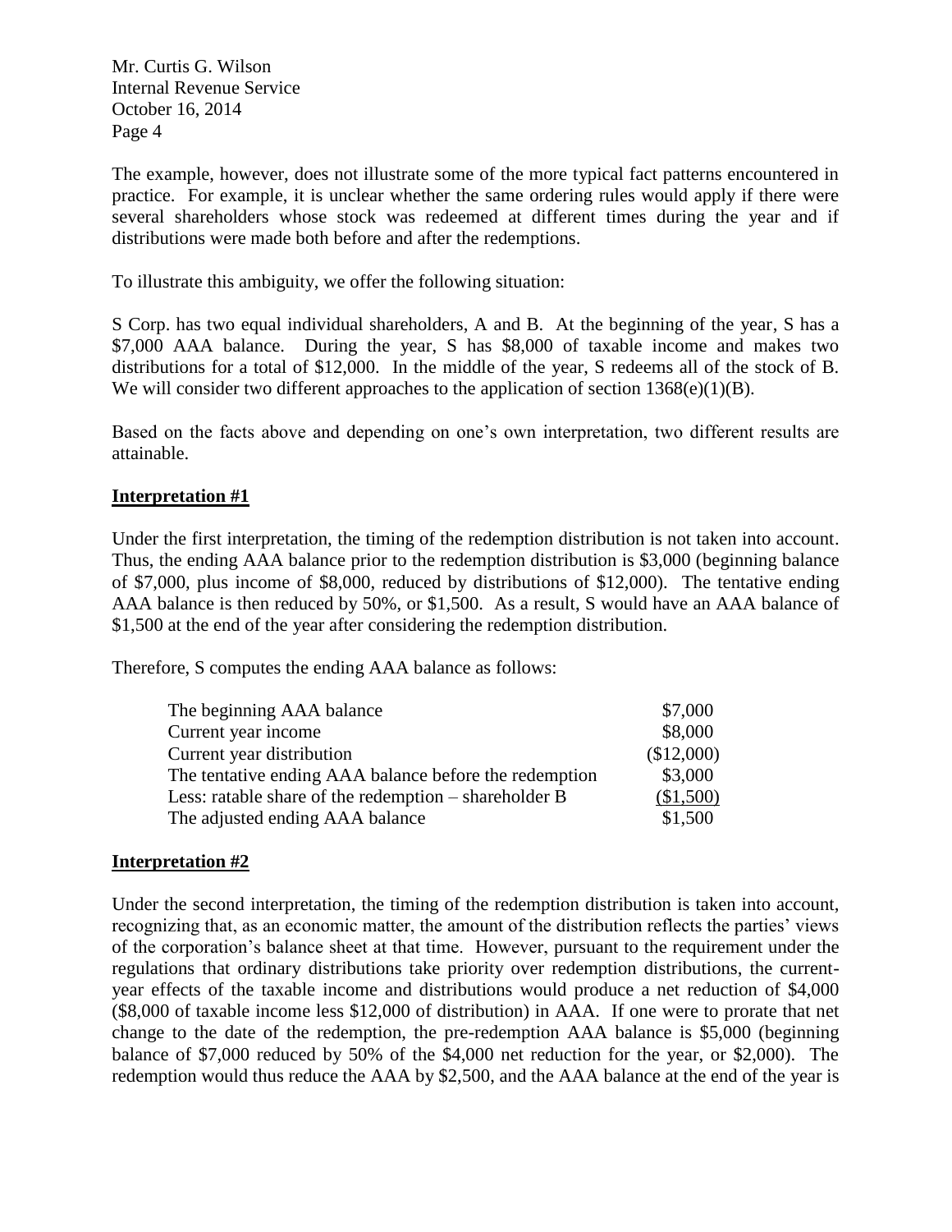The example, however, does not illustrate some of the more typical fact patterns encountered in practice. For example, it is unclear whether the same ordering rules would apply if there were several shareholders whose stock was redeemed at different times during the year and if distributions were made both before and after the redemptions.

To illustrate this ambiguity, we offer the following situation:

S Corp. has two equal individual shareholders, A and B. At the beginning of the year, S has a \$7,000 AAA balance. During the year, S has \$8,000 of taxable income and makes two distributions for a total of \$12,000. In the middle of the year, S redeems all of the stock of B. We will consider two different approaches to the application of section 1368(e)(1)(B).

Based on the facts above and depending on one's own interpretation, two different results are attainable.

**Interpretation #1**

Under the first interpretation, the timing of the redemption distribution is not taken into account. Thus, the ending AAA balance prior to the redemption distribution is \$3,000 (beginning balance of \$7,000, plus income of \$8,000, reduced by distributions of \$12,000). The tentative ending AAA balance is then reduced by 50%, or \$1,500. As a result, S would have an AAA balance of \$1,500 at the end of the year after considering the redemption distribution.

Therefore, S computes the ending AAA balance as follows:

| | |
|---|---|
| The beginning AAA balance | \$7,000 |
| Current year income | \$8,000 |
| Current year distribution | (\$12,000) |
| The tentative ending AAA balance before the redemption | \$3,000 |
| Less: ratable share of the redemption – shareholder B | (\$1,500) |
| The adjusted ending AAA balance | \$1,500 |

**Interpretation #2**

Under the second interpretation, the timing of the redemption distribution is taken into account, recognizing that, as an economic matter, the amount of the distribution reflects the parties' views of the corporation's balance sheet at that time. However, pursuant to the requirement under the regulations that ordinary distributions take priority over redemption distributions, the current-year effects of the taxable income and distributions would produce a net reduction of \$4,000 (\$8,000 of taxable income less \$12,000 of distribution) in AAA. If one were to prorate that net change to the date of the redemption, the pre-redemption AAA balance is \$5,000 (beginning balance of \$7,000 reduced by 50% of the \$4,000 net reduction for the year, or \$2,000). The redemption would thus reduce the AAA by \$2,500, and the AAA balance at the end of the year is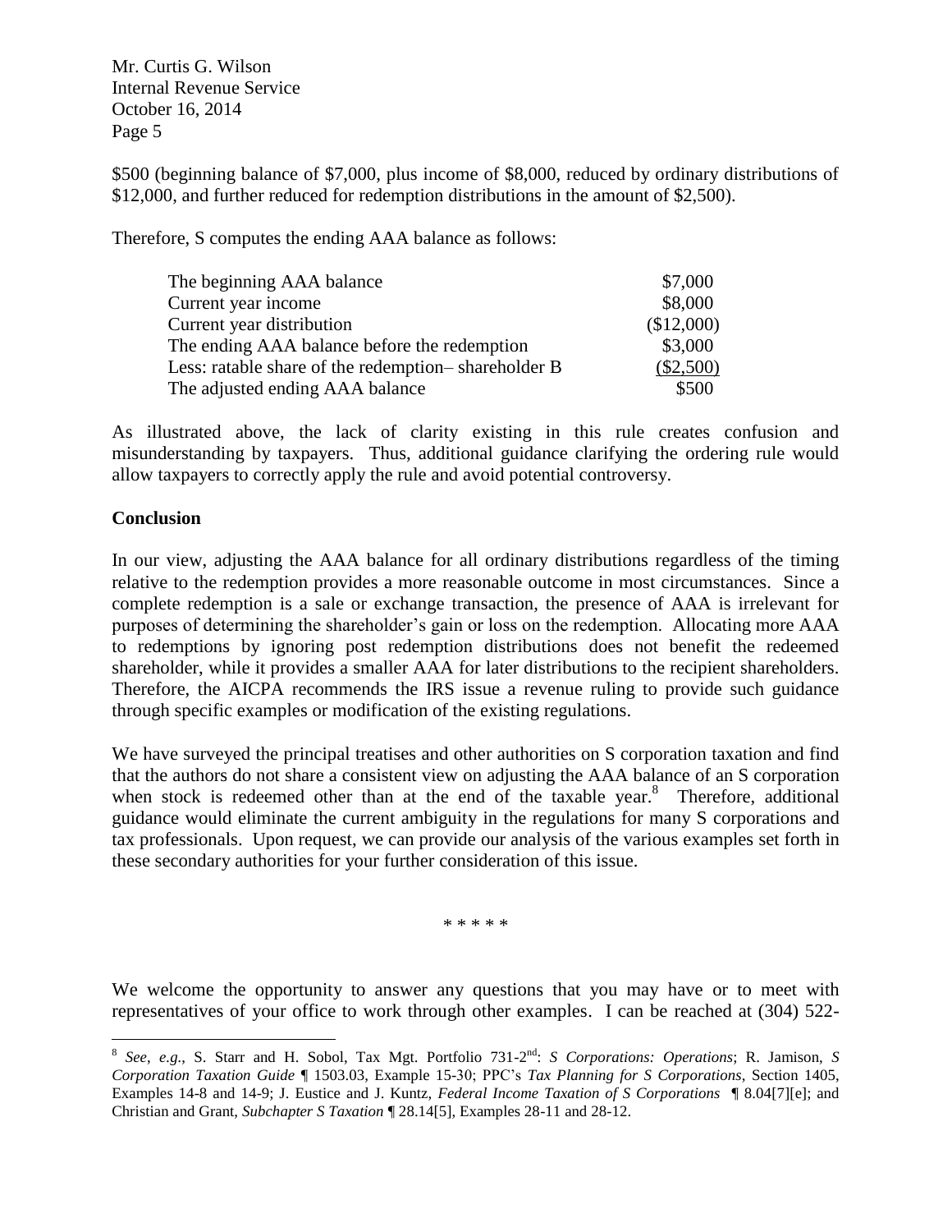$500 (beginning balance of $7,000, plus income of $8,000, reduced by ordinary distributions of $12,000, and further reduced for redemption distributions in the amount of $2,500).

Therefore, S computes the ending AAA balance as follows:

| | |
|---|---|
| The beginning AAA balance | $7,000 |
| Current year income | $8,000 |
| Current year distribution | ($12,000) |
| The ending AAA balance before the redemption | $3,000 |
| Less: ratable share of the redemption– shareholder B | ($2,500) |
| The adjusted ending AAA balance | $500 |

As illustrated above, the lack of clarity existing in this rule creates confusion and misunderstanding by taxpayers. Thus, additional guidance clarifying the ordering rule would allow taxpayers to correctly apply the rule and avoid potential controversy.

**Conclusion**

In our view, adjusting the AAA balance for all ordinary distributions regardless of the timing relative to the redemption provides a more reasonable outcome in most circumstances. Since a complete redemption is a sale or exchange transaction, the presence of AAA is irrelevant for purposes of determining the shareholder's gain or loss on the redemption. Allocating more AAA to redemptions by ignoring post redemption distributions does not benefit the redeemed shareholder, while it provides a smaller AAA for later distributions to the recipient shareholders. Therefore, the AICPA recommends the IRS issue a revenue ruling to provide such guidance through specific examples or modification of the existing regulations.

We have surveyed the principal treatises and other authorities on S corporation taxation and find that the authors do not share a consistent view on adjusting the AAA balance of an S corporation when stock is redeemed other than at the end of the taxable year.[8] Therefore, additional guidance would eliminate the current ambiguity in the regulations for many S corporations and tax professionals. Upon request, we can provide our analysis of the various examples set forth in these secondary authorities for your further consideration of this issue.

\* \* \* \* \*

We welcome the opportunity to answer any questions that you may have or to meet with representatives of your office to work through other examples. I can be reached at (304) 522-

---

[8] *See, e.g.*, S. Starr and H. Sobol, Tax Mgt. Portfolio 731-2nd: *S Corporations: Operations*; R. Jamison, *S Corporation Taxation Guide* ¶ 1503.03, Example 15-30; PPC's *Tax Planning for S Corporations*, Section 1405, Examples 14-8 and 14-9; J. Eustice and J. Kuntz, *Federal Income Taxation of S Corporations* ¶ 8.04[7][e]; and Christian and Grant, *Subchapter S Taxation* ¶ 28.14[5], Examples 28-11 and 28-12.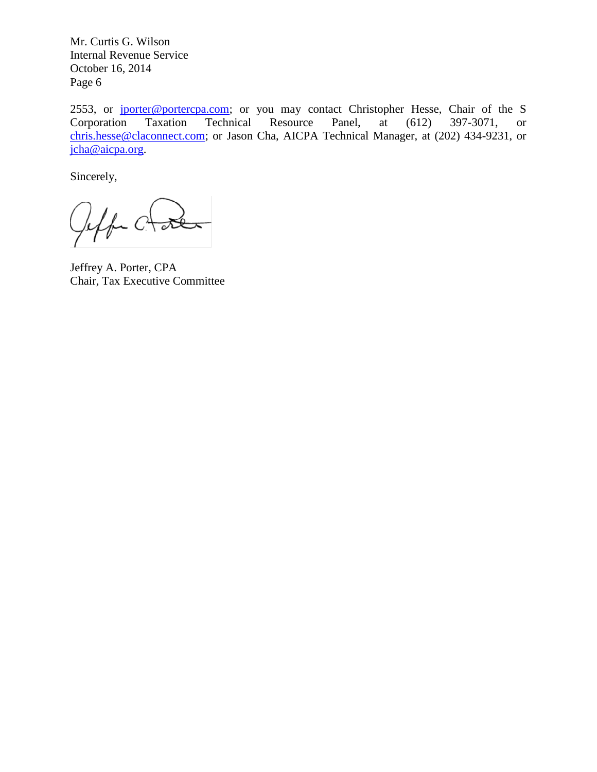2553, or jporter@portercpa.com; or you may contact Christopher Hesse, Chair of the S Corporation Taxation Technical Resource Panel, at (612) 397-3071, or chris.hesse@claconnect.com; or Jason Cha, AICPA Technical Manager, at (202) 434-9231, or jcha@aicpa.org.

Sincerely,

Jeffrey A. Porter, CPA
Chair, Tax Executive Committee